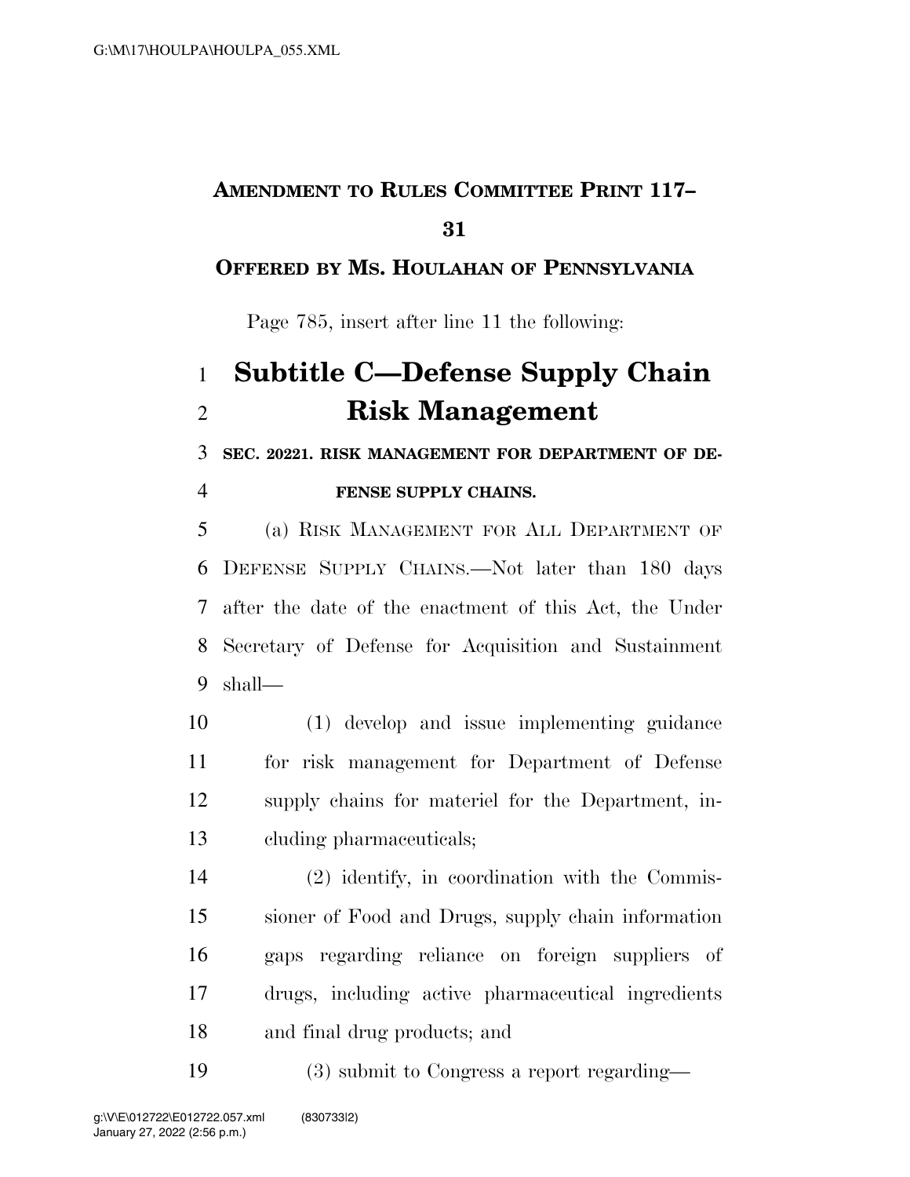# AMENDMENT TO RULES COMMITTEE PRINT 117–31

## OFFERED BY MS. HOULAHAN OF PENNSYLVANIA

Page 785, insert after line 11 the following:

# Subtitle C—Defense Supply Chain Risk Management

### SEC. 20221. RISK MANAGEMENT FOR DEPARTMENT OF DEFENSE SUPPLY CHAINS.

(a) RISK MANAGEMENT FOR ALL DEPARTMENT OF DEFENSE SUPPLY CHAINS.—Not later than 180 days after the date of the enactment of this Act, the Under Secretary of Defense for Acquisition and Sustainment shall—

(1) develop and issue implementing guidance for risk management for Department of Defense supply chains for materiel for the Department, including pharmaceuticals;

(2) identify, in coordination with the Commissioner of Food and Drugs, supply chain information gaps regarding reliance on foreign suppliers of drugs, including active pharmaceutical ingredients and final drug products; and

(3) submit to Congress a report regarding—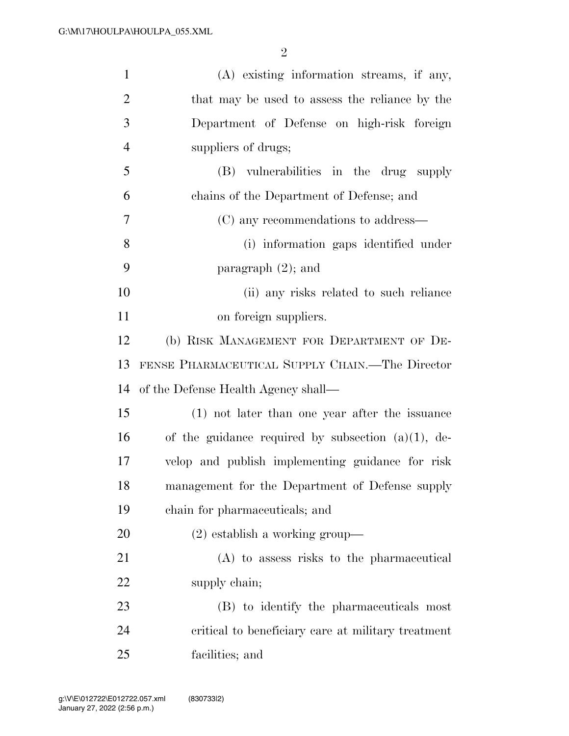(A) existing information streams, if any, that may be used to assess the reliance by the Department of Defense on high-risk foreign suppliers of drugs;

(B) vulnerabilities in the drug supply chains of the Department of Defense; and

(C) any recommendations to address—

(i) information gaps identified under paragraph (2); and

(ii) any risks related to such reliance on foreign suppliers.

(b) RISK MANAGEMENT FOR DEPARTMENT OF DEFENSE PHARMACEUTICAL SUPPLY CHAIN.—The Director of the Defense Health Agency shall—

(1) not later than one year after the issuance of the guidance required by subsection (a)(1), develop and publish implementing guidance for risk management for the Department of Defense supply chain for pharmaceuticals; and

(2) establish a working group—

(A) to assess risks to the pharmaceutical supply chain;

(B) to identify the pharmaceuticals most critical to beneficiary care at military treatment facilities; and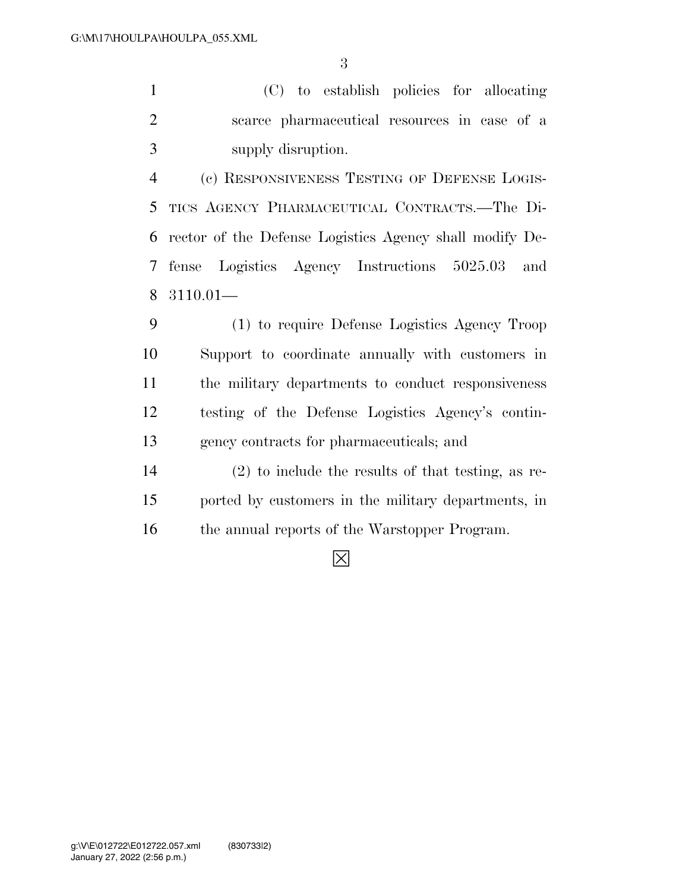(C) to establish policies for allocating scarce pharmaceutical resources in case of a supply disruption.

(c) RESPONSIVENESS TESTING OF DEFENSE LOGISTICS AGENCY PHARMACEUTICAL CONTRACTS.—The Director of the Defense Logistics Agency shall modify Defense Logistics Agency Instructions 5025.03 and 3110.01—

(1) to require Defense Logistics Agency Troop Support to coordinate annually with customers in the military departments to conduct responsiveness testing of the Defense Logistics Agency's contingency contracts for pharmaceuticals; and

(2) to include the results of that testing, as reported by customers in the military departments, in the annual reports of the Warstopper Program.

☒